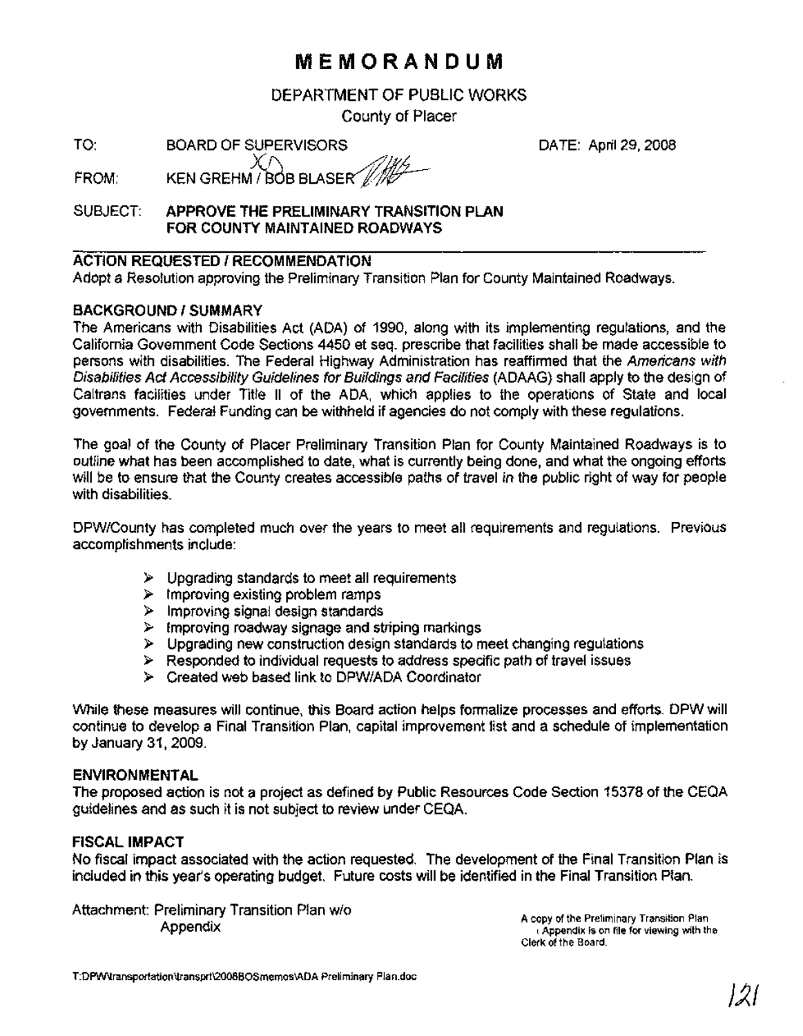# MEMORANDUM

DEPARTMENT OF PUBLIC WORKS

County of Placer

TO: BOARD OF SUPERVISORS DATE: April 29, 2008

FROM: KEN GREHM / BOB BLASER

SUBJECT: **APPROVE THE PRELIMINARY TRANSITION PLAN FOR COUNTY MAINTAINED ROADWAYS**

## ACTION REQUESTED / RECOMMENDATION

Adopt a Resolution approving the Preliminary Transition Plan for County Maintained Roadways.

## BACKGROUND / SUMMARY

The Americans with Disabilities Act (ADA) of 1990, along with its implementing regulations, and the California Government Code Sections 4450 et seq. prescribe that facilities shall be made accessible to persons with disabilities. The Federal Highway Administration has reaffirmed that the *Americans with Disabilities Act Accessibility Guidelines for Buildings and Facilities* (ADAAG) shall apply to the design of Caltrans facilities under Title II of the ADA, which applies to the operations of State and local governments. Federal Funding can be withheld if agencies do not comply with these regulations.

The goal of the County of Placer Preliminary Transition Plan for County Maintained Roadways is to outline what has been accomplished to date, what is currently being done, and what the ongoing efforts will be to ensure that the County creates accessible paths of travel in the public right of way for people with disabilities.

DPW/County has completed much over the years to meet all requirements and regulations. Previous accomplishments include:

- Upgrading standards to meet all requirements
- Improving existing problem ramps
- Improving signal design standards
- Improving roadway signage and striping markings
- Upgrading new construction design standards to meet changing regulations
- Responded to individual requests to address specific path of travel issues
- Created web based link to DPW/ADA Coordinator

While these measures will continue, this Board action helps formalize processes and efforts. DPW will continue to develop a Final Transition Plan, capital improvement list and a schedule of implementation by January 31, 2009.

## ENVIRONMENTAL

The proposed action is not a project as defined by Public Resources Code Section 15378 of the CEQA guidelines and as such it is not subject to review under CEQA.

## FISCAL IMPACT

No fiscal impact associated with the action requested. The development of the Final Transition Plan is included in this year's operating budget. Future costs will be identified in the Final Transition Plan.

Attachment: Preliminary Transition Plan w/o Appendix

A copy of the Preliminary Transition Plan Appendix is on file for viewing with the Clerk of the Board.

T:DPW\transportation\transprt\2008BOSmemos\ADA Preliminary Plan.doc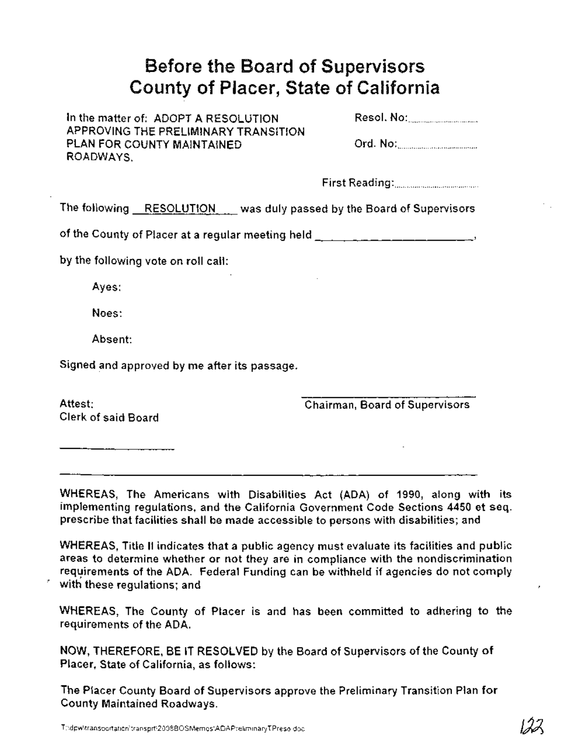# Before the Board of Supervisors
# County of Placer, State of California

In the matter of: ADOPT A RESOLUTION APPROVING THE PRELIMINARY TRANSITION PLAN FOR COUNTY MAINTAINED ROADWAYS.

Resol. No:..............................

Ord. No:..............................

First Reading:..............................

The following __RESOLUTION__ was duly passed by the Board of Supervisors of the County of Placer at a regular meeting held ____________________,

by the following vote on roll call:

Ayes:

Noes:

Absent:

Signed and approved by me after its passage.

Attest:
Clerk of said Board

____________________

Chairman, Board of Supervisors

---

WHEREAS, The Americans with Disabilities Act (ADA) of 1990, along with its implementing regulations, and the California Government Code Sections 4450 et seq. prescribe that facilities shall be made accessible to persons with disabilities; and

WHEREAS, Title II indicates that a public agency must evaluate its facilities and public areas to determine whether or not they are in compliance with the nondiscrimination requirements of the ADA. Federal Funding can be withheld if agencies do not comply with these regulations; and

WHEREAS, The County of Placer is and has been committed to adhering to the requirements of the ADA.

NOW, THEREFORE, BE IT RESOLVED by the Board of Supervisors of the County of Placer, State of California, as follows:

The Placer County Board of Supervisors approve the Preliminary Transition Plan for County Maintained Roadways.

T:\dpw\transportation\transprt\2008BOSMemos\ADAPreliminaryTPreso.doc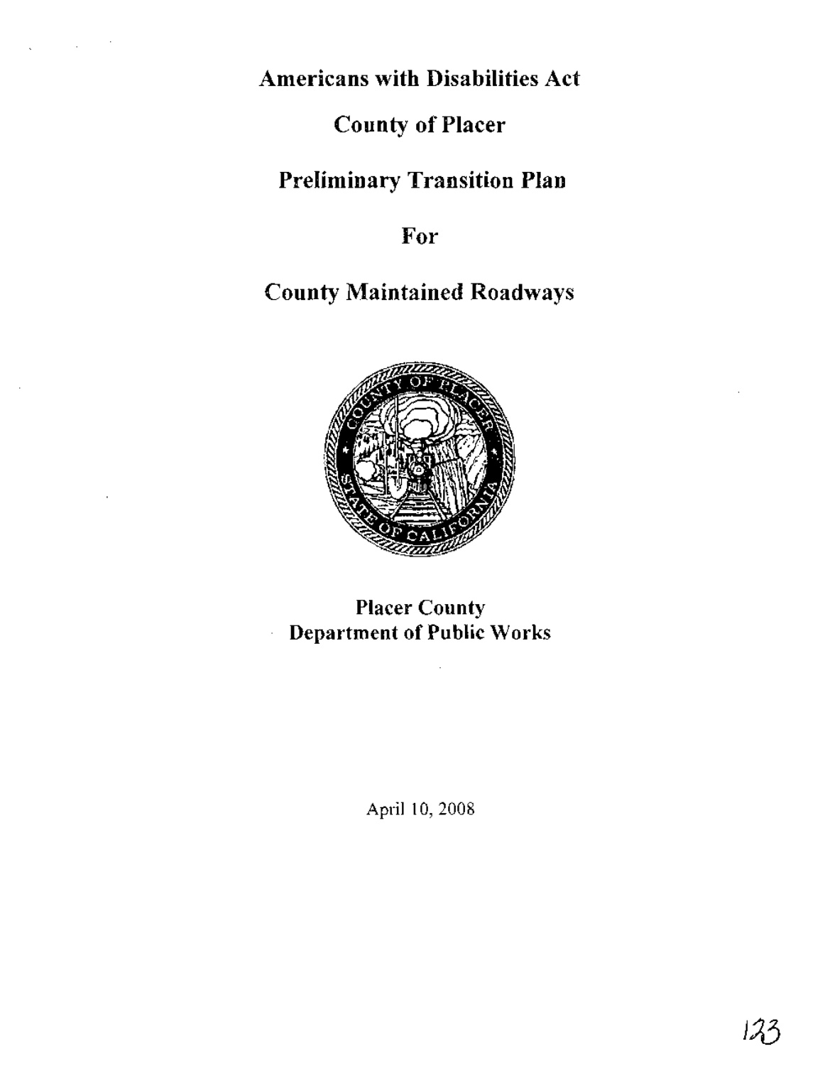# Americans with Disabilities Act

# County of Placer

# Preliminary Transition Plan

# For

# County Maintained Roadways

**Placer County**
**Department of Public Works**

April 10, 2008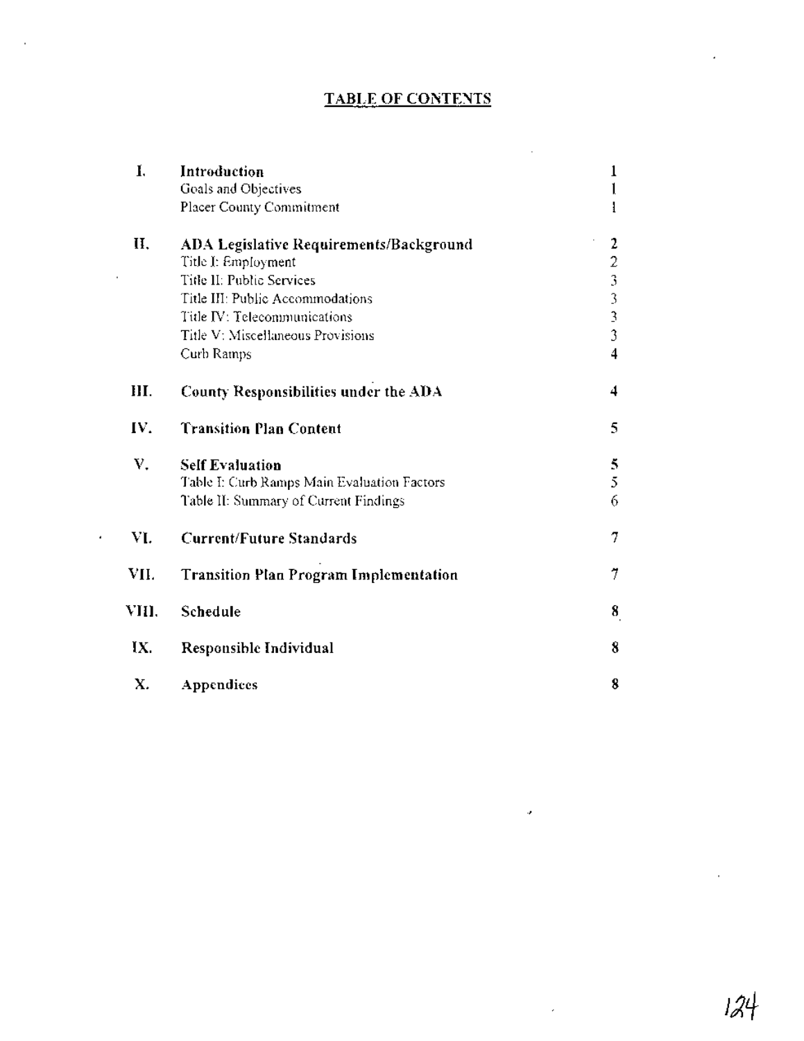# TABLE OF CONTENTS

| | | |
|---|---|---|
| **I.** | **Introduction** | 1 |
| | Goals and Objectives | 1 |
| | Placer County Commitment | 1 |
| **II.** | **ADA Legislative Requirements/Background** | 2 |
| | Title I: Employment | 2 |
| | Title II: Public Services | 3 |
| | Title III: Public Accommodations | 3 |
| | Title IV: Telecommunications | 3 |
| | Title V: Miscellaneous Provisions | 3 |
| | Curb Ramps | 4 |
| **III.** | **County Responsibilities under the ADA** | 4 |
| **IV.** | **Transition Plan Content** | 5 |
| **V.** | **Self Evaluation** | 5 |
| | Table I: Curb Ramps Main Evaluation Factors | 5 |
| | Table II: Summary of Current Findings | 6 |
| **VI.** | **Current/Future Standards** | 7 |
| **VII.** | **Transition Plan Program Implementation** | 7 |
| **VIII.** | **Schedule** | 8 |
| **IX.** | **Responsible Individual** | 8 |
| **X.** | **Appendices** | 8 |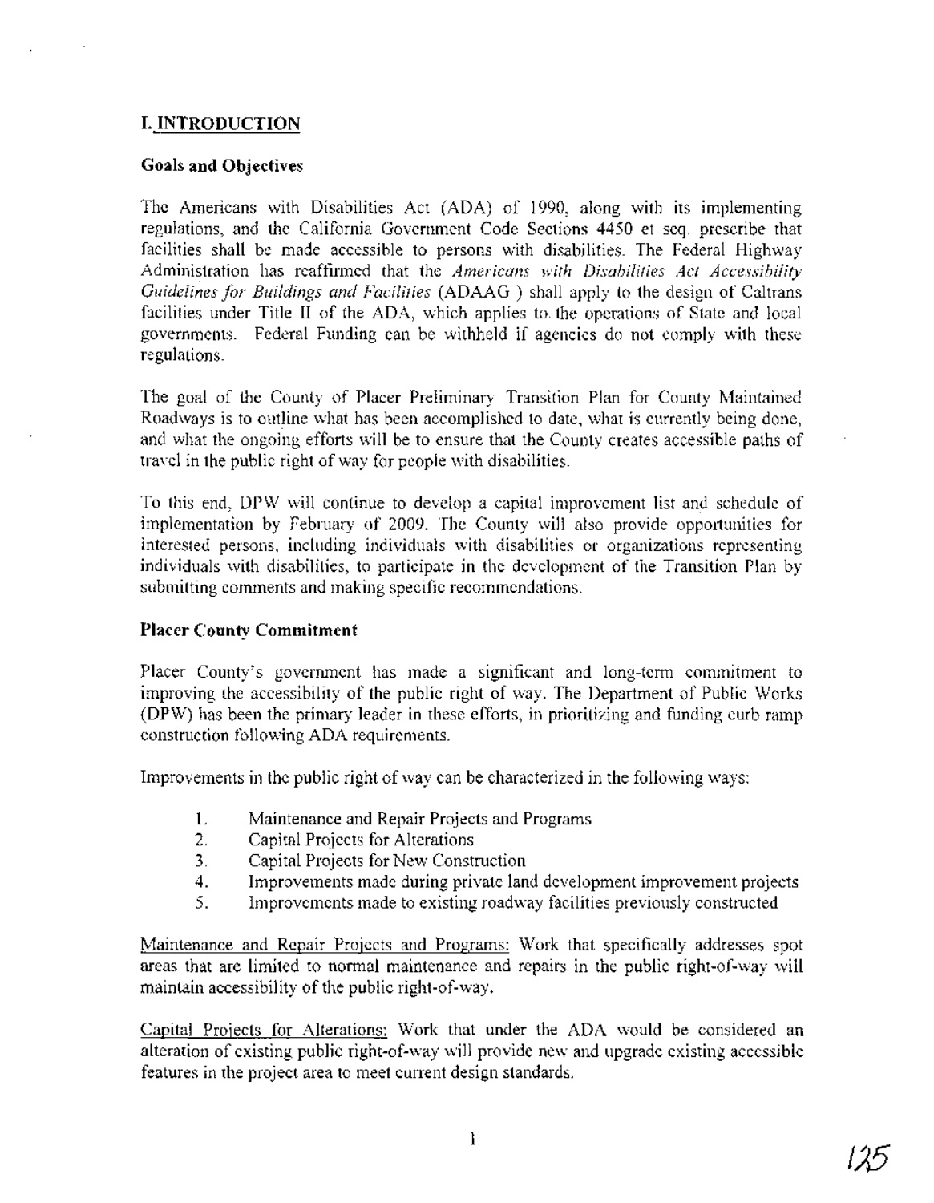## I. INTRODUCTION

### Goals and Objectives

The Americans with Disabilities Act (ADA) of 1990, along with its implementing regulations, and the California Government Code Sections 4450 et seq. prescribe that facilities shall be made accessible to persons with disabilities. The Federal Highway Administration has reaffirmed that the *Americans with Disabilities Act Accessibility Guidelines for Buildings and Facilities* (ADAAG ) shall apply to the design of Caltrans facilities under Title II of the ADA, which applies to the operations of State and local governments. Federal Funding can be withheld if agencies do not comply with these regulations.

The goal of the County of Placer Preliminary Transition Plan for County Maintained Roadways is to outline what has been accomplished to date, what is currently being done, and what the ongoing efforts will be to ensure that the County creates accessible paths of travel in the public right of way for people with disabilities.

To this end, DPW will continue to develop a capital improvement list and schedule of implementation by February of 2009. The County will also provide opportunities for interested persons, including individuals with disabilities or organizations representing individuals with disabilities, to participate in the development of the Transition Plan by submitting comments and making specific recommendations.

### Placer County Commitment

Placer County's government has made a significant and long-term commitment to improving the accessibility of the public right of way. The Department of Public Works (DPW) has been the primary leader in these efforts, in prioritizing and funding curb ramp construction following ADA requirements.

Improvements in the public right of way can be characterized in the following ways:

1. Maintenance and Repair Projects and Programs
2. Capital Projects for Alterations
3. Capital Projects for New Construction
4. Improvements made during private land development improvement projects
5. Improvements made to existing roadway facilities previously constructed

Maintenance and Repair Projects and Programs: Work that specifically addresses spot areas that are limited to normal maintenance and repairs in the public right-of-way will maintain accessibility of the public right-of-way.

Capital Projects for Alterations: Work that under the ADA would be considered an alteration of existing public right-of-way will provide new and upgrade existing accessible features in the project area to meet current design standards.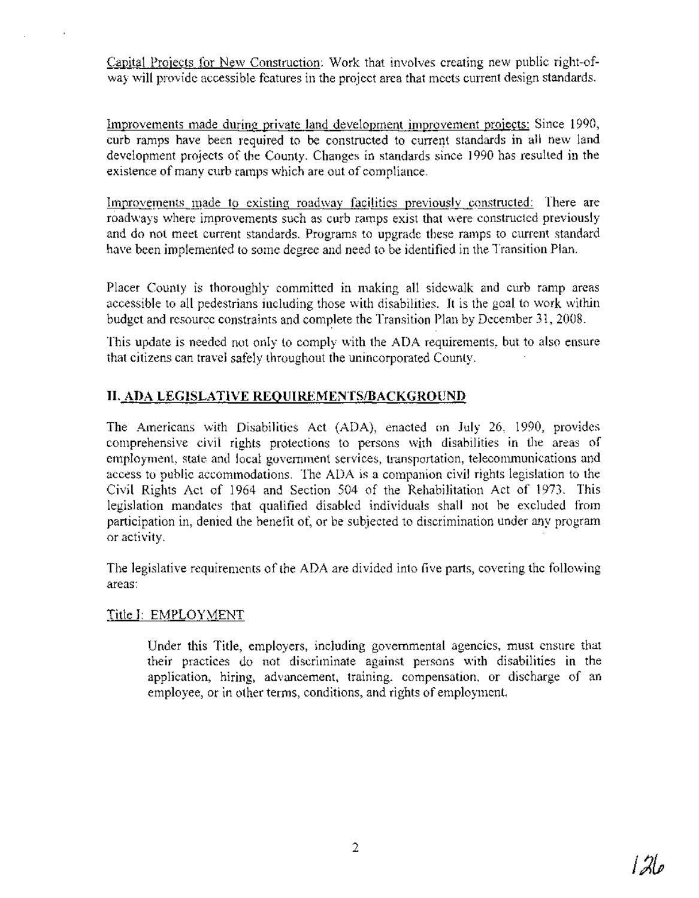<u>Capital Projects for New Construction</u>: Work that involves creating new public right-of-way will provide accessible features in the project area that meets current design standards.

<u>Improvements made during private land development improvement projects:</u> Since 1990, curb ramps have been required to be constructed to current standards in all new land development projects of the County. Changes in standards since 1990 has resulted in the existence of many curb ramps which are out of compliance.

<u>Improvements made to existing roadway facilities previously constructed</u>: There are roadways where improvements such as curb ramps exist that were constructed previously and do not meet current standards. Programs to upgrade these ramps to current standard have been implemented to some degree and need to be identified in the Transition Plan.

Placer County is thoroughly committed in making all sidewalk and curb ramp areas accessible to all pedestrians including those with disabilities. It is the goal to work within budget and resource constraints and complete the Transition Plan by December 31, 2008.

This update is needed not only to comply with the ADA requirements, but to also ensure that citizens can travel safely throughout the unincorporated County.

## II. ADA LEGISLATIVE REQUIREMENTS/BACKGROUND

The Americans with Disabilities Act (ADA), enacted on July 26, 1990, provides comprehensive civil rights protections to persons with disabilities in the areas of employment, state and local government services, transportation, telecommunications and access to public accommodations. The ADA is a companion civil rights legislation to the Civil Rights Act of 1964 and Section 504 of the Rehabilitation Act of 1973. This legislation mandates that qualified disabled individuals shall not be excluded from participation in, denied the benefit of, or be subjected to discrimination under any program or activity.

The legislative requirements of the ADA are divided into five parts, covering the following areas:

<u>Title I: EMPLOYMENT</u>

> Under this Title, employers, including governmental agencies, must ensure that their practices do not discriminate against persons with disabilities in the application, hiring, advancement, training, compensation, or discharge of an employee, or in other terms, conditions, and rights of employment.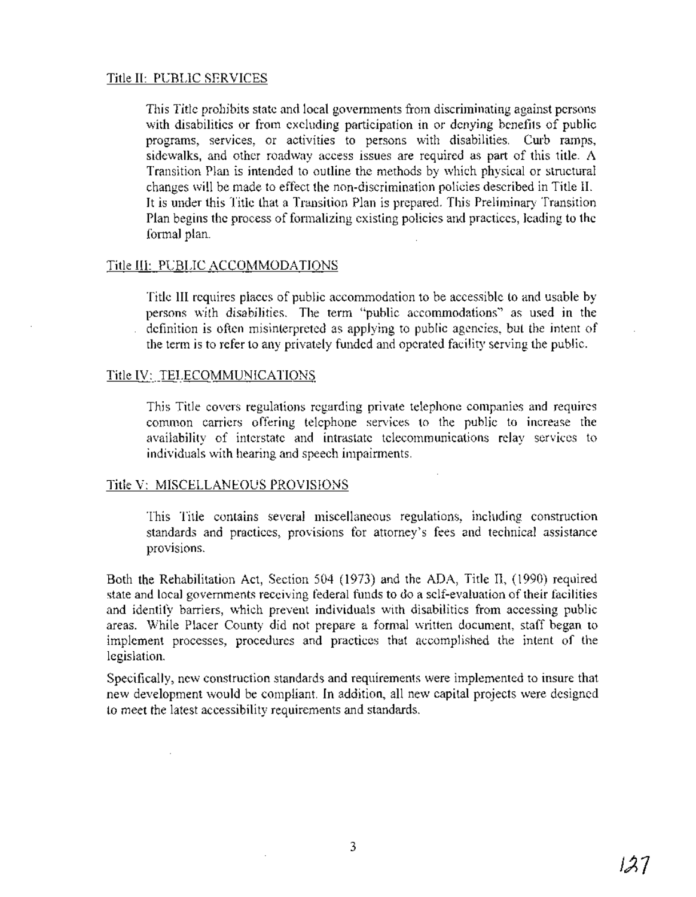Title II: PUBLIC SERVICES

This Title prohibits state and local governments from discriminating against persons with disabilities or from excluding participation in or denying benefits of public programs, services, or activities to persons with disabilities. Curb ramps, sidewalks, and other roadway access issues are required as part of this title. A Transition Plan is intended to outline the methods by which physical or structural changes will be made to effect the non-discrimination policies described in Title II. It is under this Title that a Transition Plan is prepared. This Preliminary Transition Plan begins the process of formalizing existing policies and practices, leading to the formal plan.

Title III: PUBLIC ACCOMMODATIONS

Title III requires places of public accommodation to be accessible to and usable by persons with disabilities. The term "public accommodations" as used in the definition is often misinterpreted as applying to public agencies, but the intent of the term is to refer to any privately funded and operated facility serving the public.

Title IV: TELECOMMUNICATIONS

This Title covers regulations regarding private telephone companies and requires common carriers offering telephone services to the public to increase the availability of interstate and intrastate telecommunications relay services to individuals with hearing and speech impairments.

Title V: MISCELLANEOUS PROVISIONS

This Title contains several miscellaneous regulations, including construction standards and practices, provisions for attorney's fees and technical assistance provisions.

Both the Rehabilitation Act, Section 504 (1973) and the ADA, Title II, (1990) required state and local governments receiving federal funds to do a self-evaluation of their facilities and identify barriers, which prevent individuals with disabilities from accessing public areas. While Placer County did not prepare a formal written document, staff began to implement processes, procedures and practices that accomplished the intent of the legislation.

Specifically, new construction standards and requirements were implemented to insure that new development would be compliant. In addition, all new capital projects were designed to meet the latest accessibility requirements and standards.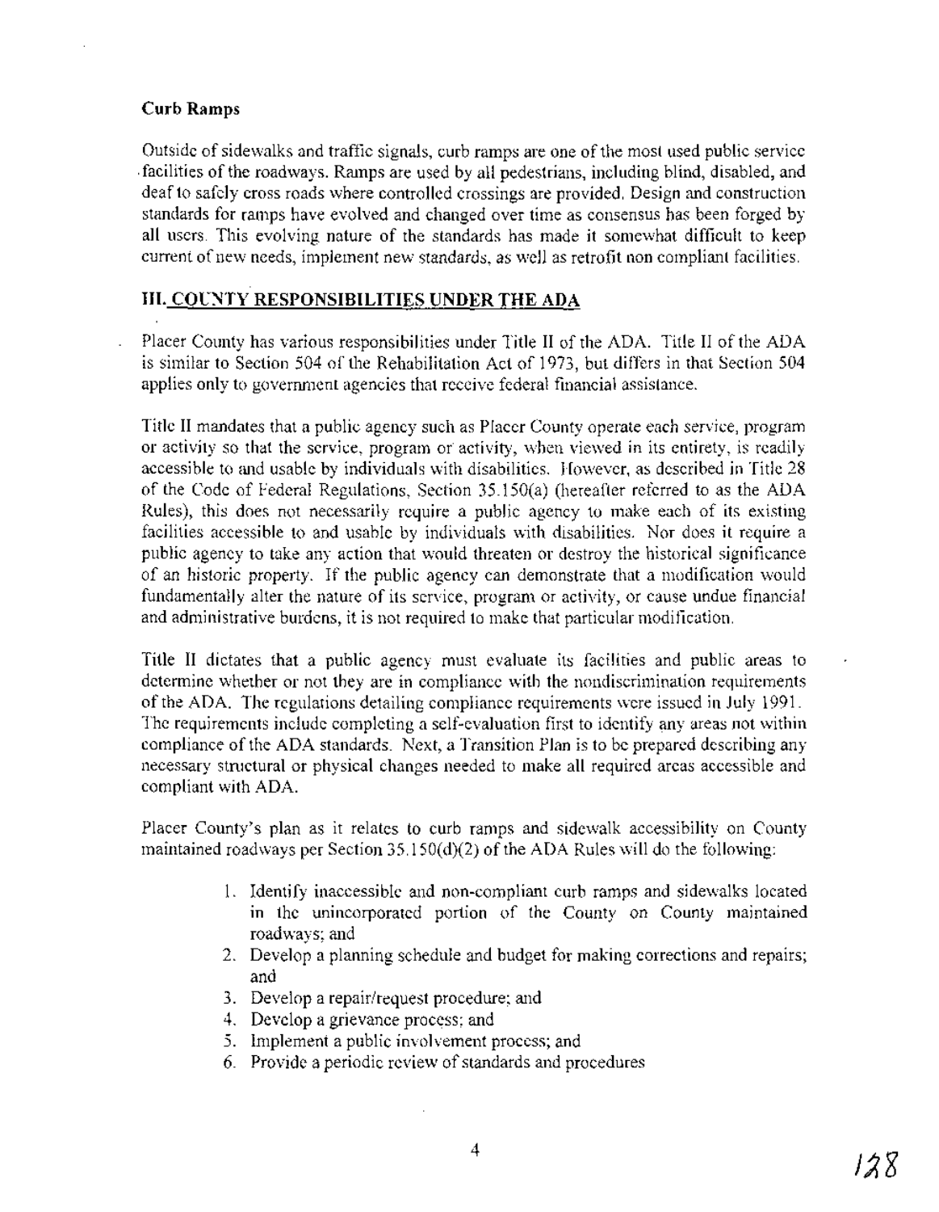### Curb Ramps

Outside of sidewalks and traffic signals, curb ramps are one of the most used public service facilities of the roadways. Ramps are used by all pedestrians, including blind, disabled, and deaf to safely cross roads where controlled crossings are provided. Design and construction standards for ramps have evolved and changed over time as consensus has been forged by all users. This evolving nature of the standards has made it somewhat difficult to keep current of new needs, implement new standards, as well as retrofit non compliant facilities.

## III. COUNTY RESPONSIBILITIES UNDER THE ADA

Placer County has various responsibilities under Title II of the ADA. Title II of the ADA is similar to Section 504 of the Rehabilitation Act of 1973, but differs in that Section 504 applies only to government agencies that receive federal financial assistance.

Title II mandates that a public agency such as Placer County operate each service, program or activity so that the service, program or activity, when viewed in its entirety, is readily accessible to and usable by individuals with disabilities. However, as described in Title 28 of the Code of Federal Regulations, Section 35.150(a) (hereafter referred to as the ADA Rules), this does not necessarily require a public agency to make each of its existing facilities accessible to and usable by individuals with disabilities. Nor does it require a public agency to take any action that would threaten or destroy the historical significance of an historic property. If the public agency can demonstrate that a modification would fundamentally alter the nature of its service, program or activity, or cause undue financial and administrative burdens, it is not required to make that particular modification.

Title II dictates that a public agency must evaluate its facilities and public areas to determine whether or not they are in compliance with the nondiscrimination requirements of the ADA. The regulations detailing compliance requirements were issued in July 1991. The requirements include completing a self-evaluation first to identify any areas not within compliance of the ADA standards. Next, a Transition Plan is to be prepared describing any necessary structural or physical changes needed to make all required areas accessible and compliant with ADA.

Placer County's plan as it relates to curb ramps and sidewalk accessibility on County maintained roadways per Section 35.150(d)(2) of the ADA Rules will do the following:

1. Identify inaccessible and non-compliant curb ramps and sidewalks located in the unincorporated portion of the County on County maintained roadways; and
2. Develop a planning schedule and budget for making corrections and repairs; and
3. Develop a repair/request procedure; and
4. Develop a grievance process; and
5. Implement a public involvement process; and
6. Provide a periodic review of standards and procedures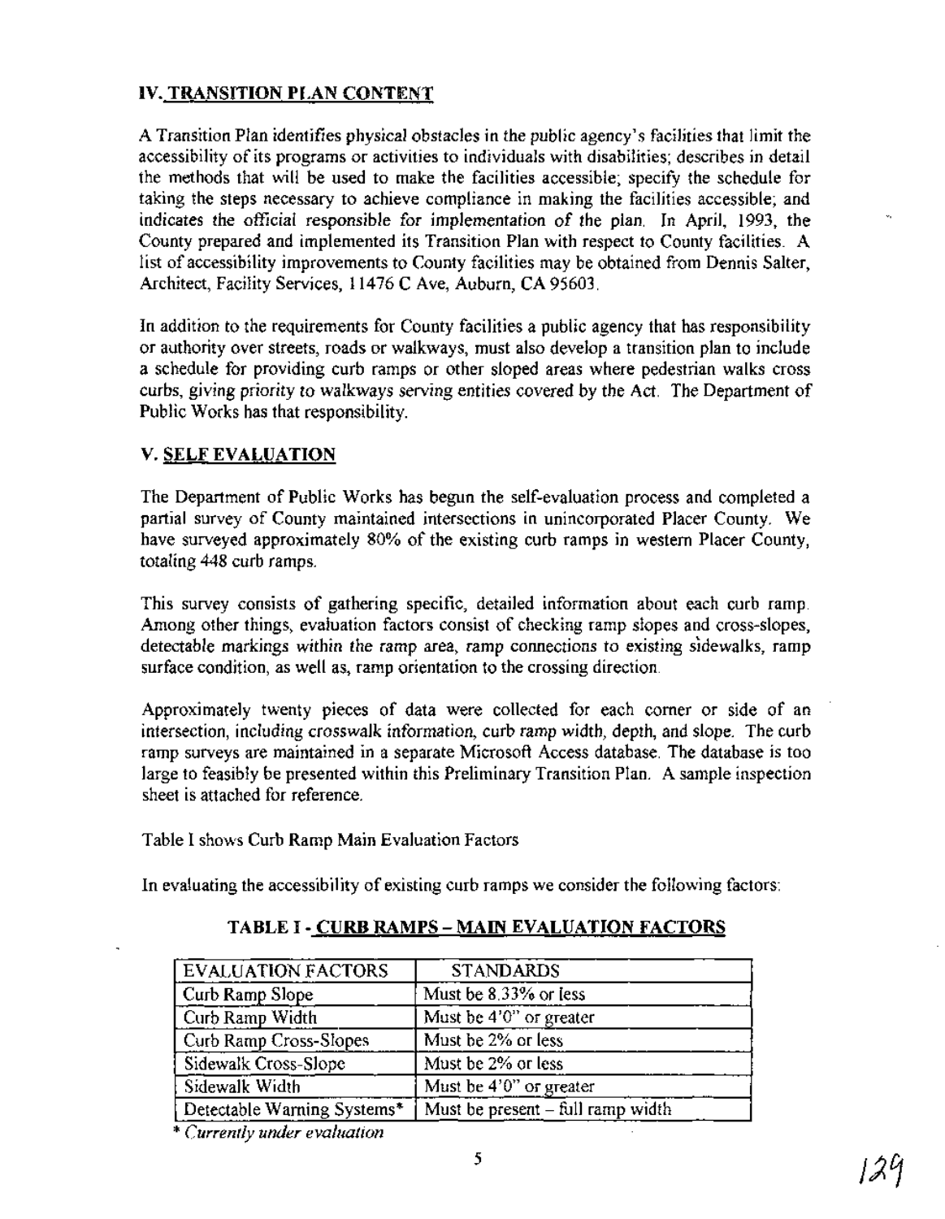## IV. TRANSITION PLAN CONTENT

A Transition Plan identifies physical obstacles in the public agency's facilities that limit the accessibility of its programs or activities to individuals with disabilities; describes in detail the methods that will be used to make the facilities accessible; specify the schedule for taking the steps necessary to achieve compliance in making the facilities accessible; and indicates the official responsible for implementation of the plan. In April, 1993, the County prepared and implemented its Transition Plan with respect to County facilities. A list of accessibility improvements to County facilities may be obtained from Dennis Salter, Architect, Facility Services, 11476 C Ave, Auburn, CA 95603.

In addition to the requirements for County facilities a public agency that has responsibility or authority over streets, roads or walkways, must also develop a transition plan to include a schedule for providing curb ramps or other sloped areas where pedestrian walks cross curbs, giving priority to walkways serving entities covered by the Act. The Department of Public Works has that responsibility.

## V. SELF EVALUATION

The Department of Public Works has begun the self-evaluation process and completed a partial survey of County maintained intersections in unincorporated Placer County. We have surveyed approximately 80% of the existing curb ramps in western Placer County, totaling 448 curb ramps.

This survey consists of gathering specific, detailed information about each curb ramp. Among other things, evaluation factors consist of checking ramp slopes and cross-slopes, detectable markings within the ramp area, ramp connections to existing sidewalks, ramp surface condition, as well as, ramp orientation to the crossing direction.

Approximately twenty pieces of data were collected for each corner or side of an intersection, including crosswalk information, curb ramp width, depth, and slope. The curb ramp surveys are maintained in a separate Microsoft Access database. The database is too large to feasibly be presented within this Preliminary Transition Plan. A sample inspection sheet is attached for reference.

Table I shows Curb Ramp Main Evaluation Factors

In evaluating the accessibility of existing curb ramps we consider the following factors:

**TABLE I - CURB RAMPS – MAIN EVALUATION FACTORS**

| EVALUATION FACTORS | STANDARDS |
|---|---|
| Curb Ramp Slope | Must be 8.33% or less |
| Curb Ramp Width | Must be 4'0" or greater |
| Curb Ramp Cross-Slopes | Must be 2% or less |
| Sidewalk Cross-Slope | Must be 2% or less |
| Sidewalk Width | Must be 4'0" or greater |
| Detectable Warning Systems* | Must be present – full ramp width |

\* *Currently under evaluation*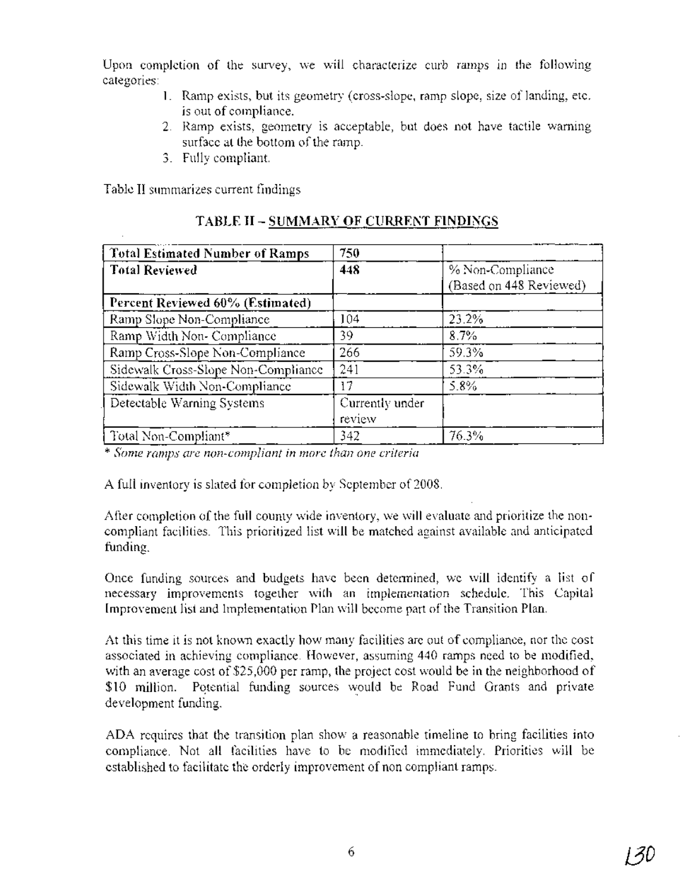Upon completion of the survey, we will characterize curb ramps in the following categories:

1. Ramp exists, but its geometry (cross-slope, ramp slope, size of landing, etc. is out of compliance.
2. Ramp exists, geometry is acceptable, but does not have tactile warning surface at the bottom of the ramp.
3. Fully compliant.

Table II summarizes current findings

## TABLE II – SUMMARY OF CURRENT FINDINGS

| **Total Estimated Number of Ramps** | **750** | |
|---|---|---|
| **Total Reviewed** | **448** | % Non-Compliance (Based on 448 Reviewed) |
| **Percent Reviewed 60% (Estimated)** | | |
| Ramp Slope Non-Compliance | 104 | 23.2% |
| Ramp Width Non- Compliance | 39 | 8.7% |
| Ramp Cross-Slope Non-Compliance | 266 | 59.3% |
| Sidewalk Cross-Slope Non-Compliance | 241 | 53.3% |
| Sidewalk Width Non-Compliance | 17 | 5.8% |
| Detectable Warning Systems | Currently under review | |
| Total Non-Compliant* | 342 | 76.3% |

*\* Some ramps are non-compliant in more than one criteria*

A full inventory is slated for completion by September of 2008.

After completion of the full county wide inventory, we will evaluate and prioritize the non-compliant facilities. This prioritized list will be matched against available and anticipated funding.

Once funding sources and budgets have been determined, we will identify a list of necessary improvements together with an implementation schedule. This Capital Improvement list and Implementation Plan will become part of the Transition Plan.

At this time it is not known exactly how many facilities are out of compliance, nor the cost associated in achieving compliance. However, assuming 440 ramps need to be modified, with an average cost of $25,000 per ramp, the project cost would be in the neighborhood of $10 million. Potential funding sources would be Road Fund Grants and private development funding.

ADA requires that the transition plan show a reasonable timeline to bring facilities into compliance. Not all facilities have to be modified immediately. Priorities will be established to facilitate the orderly improvement of non compliant ramps.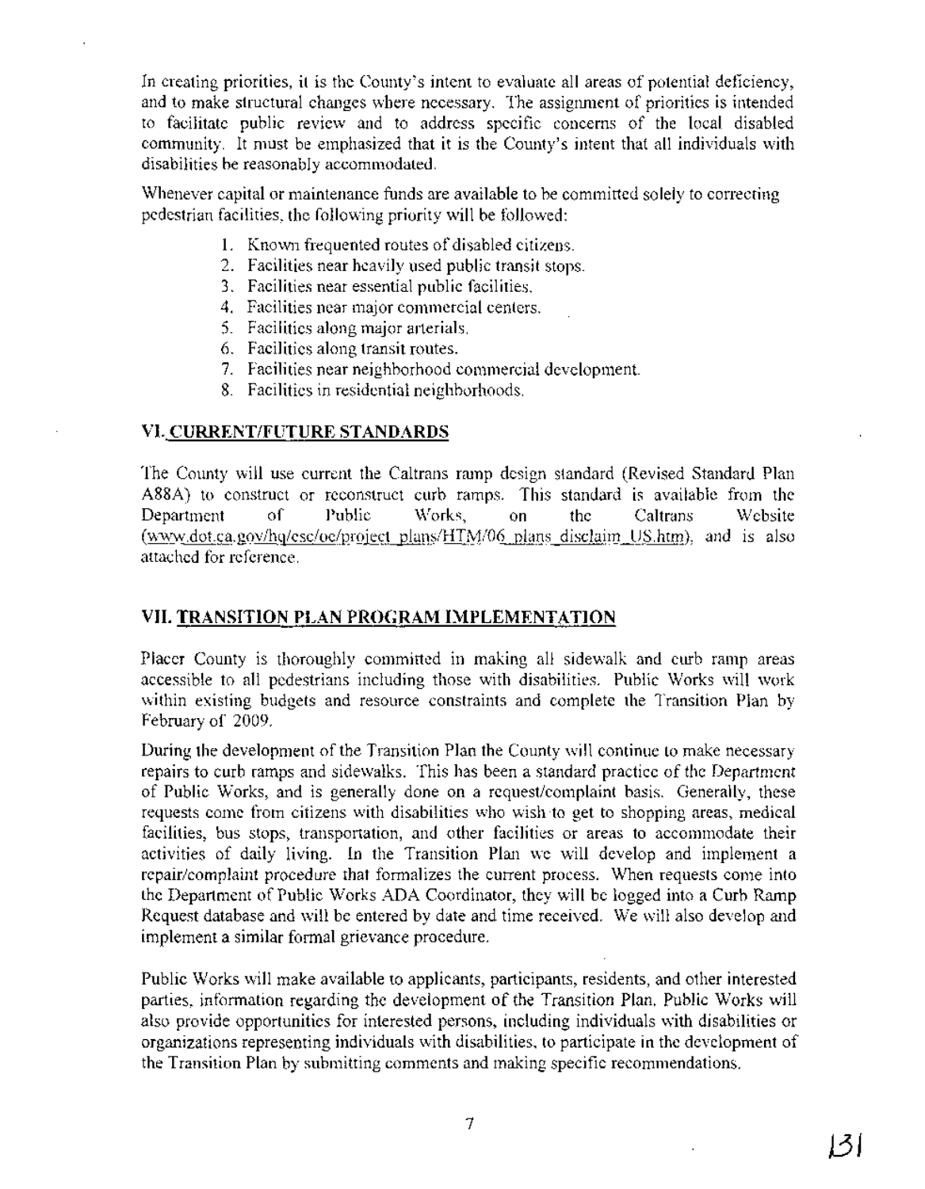In creating priorities, it is the County's intent to evaluate all areas of potential deficiency, and to make structural changes where necessary. The assignment of priorities is intended to facilitate public review and to address specific concerns of the local disabled community. It must be emphasized that it is the County's intent that all individuals with disabilities be reasonably accommodated.

Whenever capital or maintenance funds are available to be committed solely to correcting pedestrian facilities, the following priority will be followed:

1. Known frequented routes of disabled citizens.
2. Facilities near heavily used public transit stops.
3. Facilities near essential public facilities.
4. Facilities near major commercial centers.
5. Facilities along major arterials.
6. Facilities along transit routes.
7. Facilities near neighborhood commercial development.
8. Facilities in residential neighborhoods.

## VI. CURRENT/FUTURE STANDARDS

The County will use current the Caltrans ramp design standard (Revised Standard Plan A88A) to construct or reconstruct curb ramps. This standard is available from the Department of Public Works, on the Caltrans Website (www.dot.ca.gov/hq/esc/oe/project_plans/HTM/06_plans_disclaim_US.htm), and is also attached for reference.

## VII. TRANSITION PLAN PROGRAM IMPLEMENTATION

Placer County is thoroughly committed in making all sidewalk and curb ramp areas accessible to all pedestrians including those with disabilities. Public Works will work within existing budgets and resource constraints and complete the Transition Plan by February of 2009.

During the development of the Transition Plan the County will continue to make necessary repairs to curb ramps and sidewalks. This has been a standard practice of the Department of Public Works, and is generally done on a request/complaint basis. Generally, these requests come from citizens with disabilities who wish to get to shopping areas, medical facilities, bus stops, transportation, and other facilities or areas to accommodate their activities of daily living. In the Transition Plan we will develop and implement a repair/complaint procedure that formalizes the current process. When requests come into the Department of Public Works ADA Coordinator, they will be logged into a Curb Ramp Request database and will be entered by date and time received. We will also develop and implement a similar formal grievance procedure.

Public Works will make available to applicants, participants, residents, and other interested parties, information regarding the development of the Transition Plan. Public Works will also provide opportunities for interested persons, including individuals with disabilities or organizations representing individuals with disabilities, to participate in the development of the Transition Plan by submitting comments and making specific recommendations.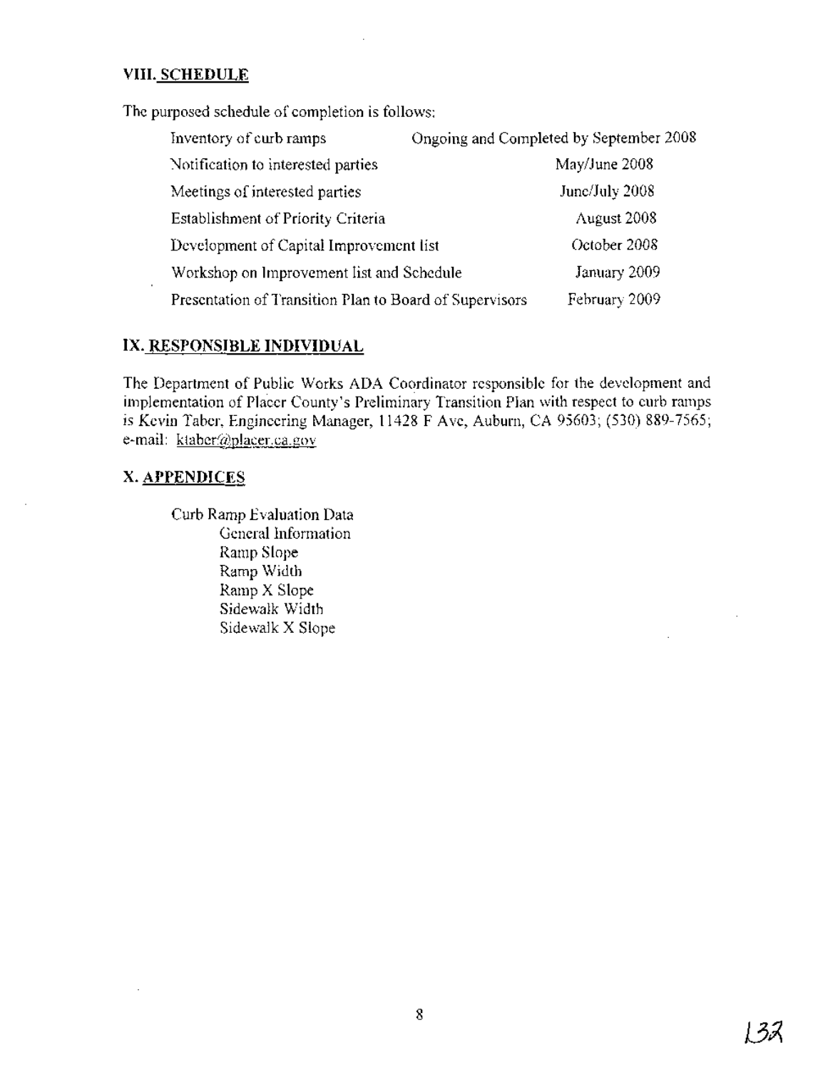## VIII. SCHEDULE

The purposed schedule of completion is follows:

| | |
|---|---|
| Inventory of curb ramps | Ongoing and Completed by September 2008 |
| Notification to interested parties | May/June 2008 |
| Meetings of interested parties | June/July 2008 |
| Establishment of Priority Criteria | August 2008 |
| Development of Capital Improvement list | October 2008 |
| Workshop on Improvement list and Schedule | January 2009 |
| Presentation of Transition Plan to Board of Supervisors | February 2009 |

## IX. RESPONSIBLE INDIVIDUAL

The Department of Public Works ADA Coordinator responsible for the development and implementation of Placer County's Preliminary Transition Plan with respect to curb ramps is Kevin Taber, Engineering Manager, 11428 F Ave, Auburn, CA 95603; (530) 889-7565; e-mail: ktaber@placer.ca.gov

## X. APPENDICES

Curb Ramp Evaluation Data
- General Information
- Ramp Slope
- Ramp Width
- Ramp X Slope
- Sidewalk Width
- Sidewalk X Slope